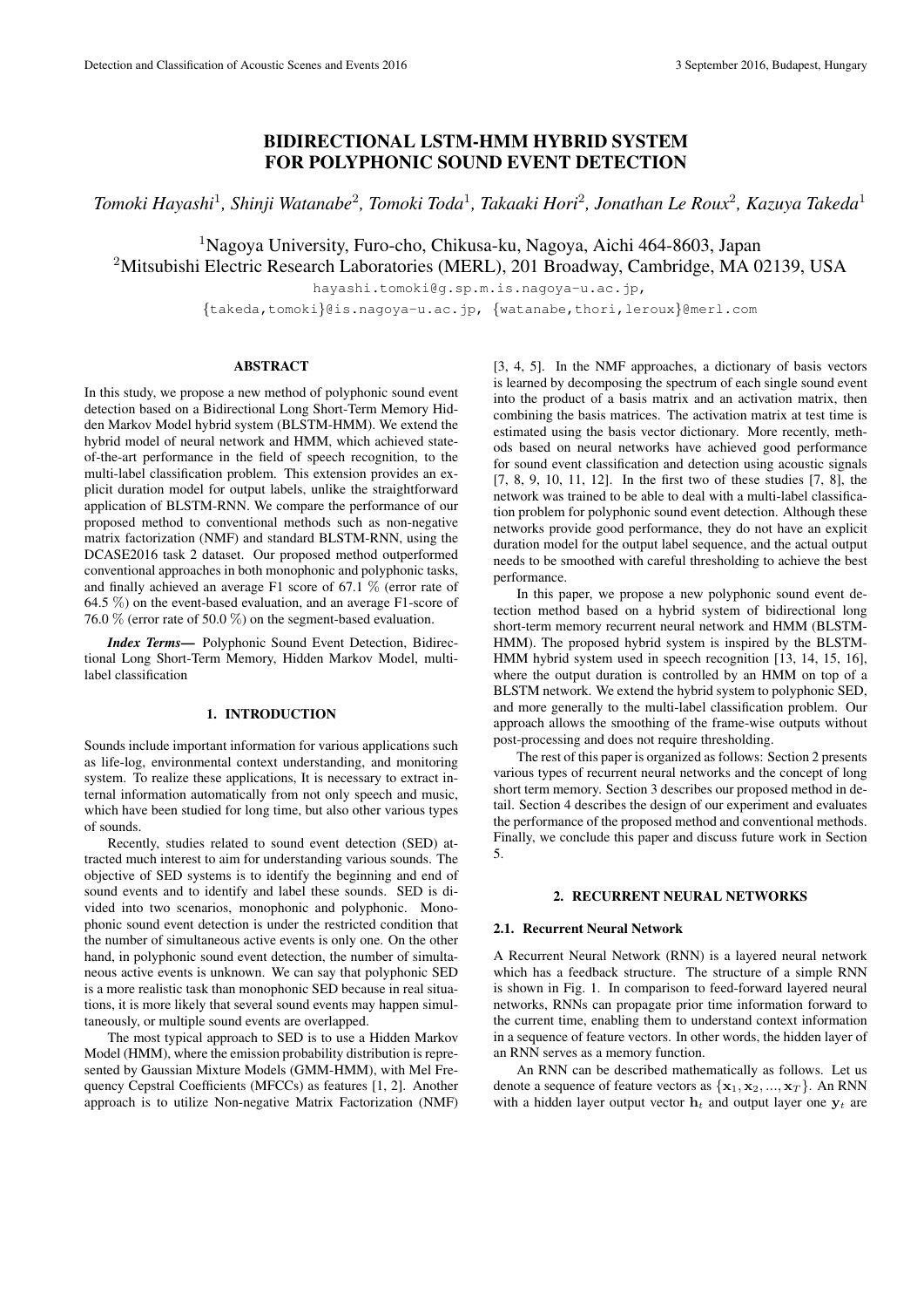# BIDIRECTIONAL LSTM-HMM HYBRID SYSTEM FOR POLYPHONIC SOUND EVENT DETECTION

*Tomoki Hayashi*[1]*, Shinji Watanabe*[2]*, Tomoki Toda*[1]*, Takaaki Hori*[2]*, Jonathan Le Roux*[2]*, Kazuya Takeda*[1]

[1]Nagoya University, Furo-cho, Chikusa-ku, Nagoya, Aichi 464-8603, Japan
[2]Mitsubishi Electric Research Laboratories (MERL), 201 Broadway, Cambridge, MA 02139, USA

hayashi.tomoki@g.sp.m.is.nagoya-u.ac.jp,
{takeda,tomoki}@is.nagoya-u.ac.jp, {watanabe,thori,leroux}@merl.com

## ABSTRACT

In this study, we propose a new method of polyphonic sound event detection based on a Bidirectional Long Short-Term Memory Hidden Markov Model hybrid system (BLSTM-HMM). We extend the hybrid model of neural network and HMM, which achieved state-of-the-art performance in the field of speech recognition, to the multi-label classification problem. This extension provides an explicit duration model for output labels, unlike the straightforward application of BLSTM-RNN. We compare the performance of our proposed method to conventional methods such as non-negative matrix factorization (NMF) and standard BLSTM-RNN, using the DCASE2016 task 2 dataset. Our proposed method outperformed conventional approaches in both monophonic and polyphonic tasks, and finally achieved an average F1 score of 67.1 % (error rate of 64.5 %) on the event-based evaluation, and an average F1-score of 76.0 % (error rate of 50.0 %) on the segment-based evaluation.

***Index Terms*—** Polyphonic Sound Event Detection, Bidirectional Long Short-Term Memory, Hidden Markov Model, multi-label classification

## 1. INTRODUCTION

Sounds include important information for various applications such as life-log, environmental context understanding, and monitoring system. To realize these applications, It is necessary to extract internal information automatically from not only speech and music, which have been studied for long time, but also other various types of sounds.

Recently, studies related to sound event detection (SED) attracted much interest to aim for understanding various sounds. The objective of SED systems is to identify the beginning and end of sound events and to identify and label these sounds. SED is divided into two scenarios, monophonic and polyphonic. Monophonic sound event detection is under the restricted condition that the number of simultaneous active events is only one. On the other hand, in polyphonic sound event detection, the number of simultaneous active events is unknown. We can say that polyphonic SED is a more realistic task than monophonic SED because in real situations, it is more likely that several sound events may happen simultaneously, or multiple sound events are overlapped.

The most typical approach to SED is to use a Hidden Markov Model (HMM), where the emission probability distribution is represented by Gaussian Mixture Models (GMM-HMM), with Mel Frequency Cepstral Coefficients (MFCCs) as features [1, 2]. Another approach is to utilize Non-negative Matrix Factorization (NMF) [3, 4, 5]. In the NMF approaches, a dictionary of basis vectors is learned by decomposing the spectrum of each single sound event into the product of a basis matrix and an activation matrix, then combining the basis matrices. The activation matrix at test time is estimated using the basis vector dictionary. More recently, methods based on neural networks have achieved good performance for sound event classification and detection using acoustic signals [7, 8, 9, 10, 11, 12]. In the first two of these studies [7, 8], the network was trained to be able to deal with a multi-label classification problem for polyphonic sound event detection. Although these networks provide good performance, they do not have an explicit duration model for the output label sequence, and the actual output needs to be smoothed with careful thresholding to achieve the best performance.

In this paper, we propose a new polyphonic sound event detection method based on a hybrid system of bidirectional long short-term memory recurrent neural network and HMM (BLSTM-HMM). The proposed hybrid system is inspired by the BLSTM-HMM hybrid system used in speech recognition [13, 14, 15, 16], where the output duration is controlled by an HMM on top of a BLSTM network. We extend the hybrid system to polyphonic SED, and more generally to the multi-label classification problem. Our approach allows the smoothing of the frame-wise outputs without post-processing and does not require thresholding.

The rest of this paper is organized as follows: Section 2 presents various types of recurrent neural networks and the concept of long short term memory. Section 3 describes our proposed method in detail. Section 4 describes the design of our experiment and evaluates the performance of the proposed method and conventional methods. Finally, we conclude this paper and discuss future work in Section 5.

## 2. RECURRENT NEURAL NETWORKS

### 2.1. Recurrent Neural Network

A Recurrent Neural Network (RNN) is a layered neural network which has a feedback structure. The structure of a simple RNN is shown in Fig. 1. In comparison to feed-forward layered neural networks, RNNs can propagate prior time information forward to the current time, enabling them to understand context information in a sequence of feature vectors. In other words, the hidden layer of an RNN serves as a memory function.

An RNN can be described mathematically as follows. Let us denote a sequence of feature vectors as $\{\mathbf{x}_1, \mathbf{x}_2, ..., \mathbf{x}_T\}$. An RNN with a hidden layer output vector $\mathbf{h}_t$ and output layer one $\mathbf{y}_t$ are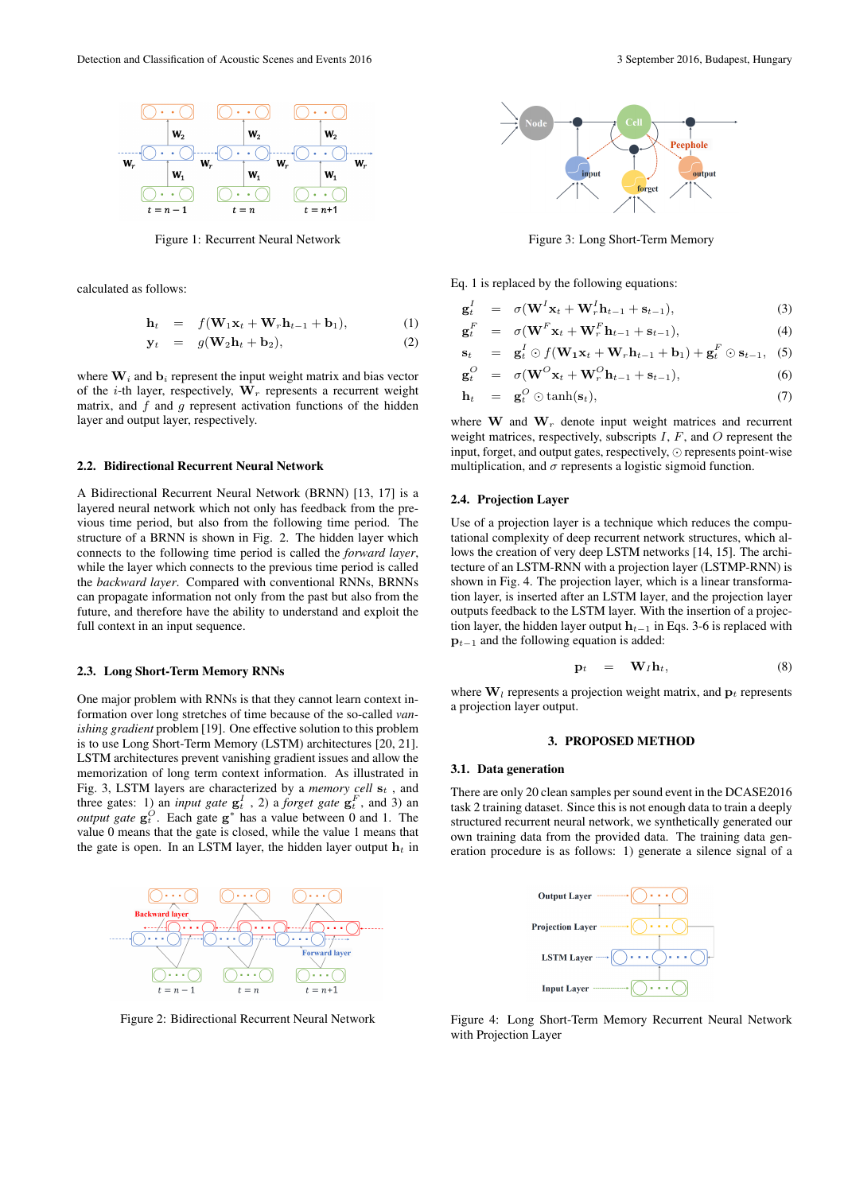Figure 1: Recurrent Neural Network

calculated as follows:

$$\mathbf{h}_t = f(\mathbf{W}_1\mathbf{x}_t + \mathbf{W}_r\mathbf{h}_{t-1} + \mathbf{b}_1), \quad (1)$$

$$\mathbf{y}_t = g(\mathbf{W}_2\mathbf{h}_t + \mathbf{b}_2), \quad (2)$$

where $\mathbf{W}_i$ and $\mathbf{b}_i$ represent the input weight matrix and bias vector of the $i$-th layer, respectively, $\mathbf{W}_r$ represents a recurrent weight matrix, and $f$ and $g$ represent activation functions of the hidden layer and output layer, respectively.

### 2.2. Bidirectional Recurrent Neural Network

A Bidirectional Recurrent Neural Network (BRNN) [13, 17] is a layered neural network which not only has feedback from the previous time period, but also from the following time period. The structure of a BRNN is shown in Fig. 2. The hidden layer which connects to the following time period is called the *forward layer*, while the layer which connects to the previous time period is called the *backward layer*. Compared with conventional RNNs, BRNNs can propagate information not only from the past but also from the future, and therefore have the ability to understand and exploit the full context in an input sequence.

### 2.3. Long Short-Term Memory RNNs

One major problem with RNNs is that they cannot learn context information over long stretches of time because of the so-called *vanishing gradient* problem [19]. One effective solution to this problem is to use Long Short-Term Memory (LSTM) architectures [20, 21]. LSTM architectures prevent vanishing gradient issues and allow the memorization of long term context information. As illustrated in Fig. 3, LSTM layers are characterized by a *memory cell* $\mathbf{s}_t$ , and three gates: 1) an *input gate* $\mathbf{g}^I_t$ , 2) a *forget gate* $\mathbf{g}^F_t$, and 3) an *output gate* $\mathbf{g}^O_t$. Each gate $\mathbf{g}^*$ has a value between 0 and 1. The value 0 means that the gate is closed, while the value 1 means that the gate is open. In an LSTM layer, the hidden layer output $\mathbf{h}_t$ in

Figure 2: Bidirectional Recurrent Neural Network

Figure 3: Long Short-Term Memory

Eq. 1 is replaced by the following equations:

$$\mathbf{g}^I_t = \sigma(\mathbf{W}^I\mathbf{x}_t + \mathbf{W}^I_r\mathbf{h}_{t-1} + \mathbf{s}_{t-1}), \quad (3)$$

$$\mathbf{g}^F_t = \sigma(\mathbf{W}^F\mathbf{x}_t + \mathbf{W}^F_r\mathbf{h}_{t-1} + \mathbf{s}_{t-1}), \quad (4)$$

$$\mathbf{s}_t = \mathbf{g}^I_t \odot f(\mathbf{W}_1\mathbf{x}_t + \mathbf{W}_r\mathbf{h}_{t-1} + \mathbf{b}_1) + \mathbf{g}^F_t \odot \mathbf{s}_{t-1}, \quad (5)$$

$$\mathbf{g}^O_t = \sigma(\mathbf{W}^O\mathbf{x}_t + \mathbf{W}^O_r\mathbf{h}_{t-1} + \mathbf{s}_{t-1}), \quad (6)$$

$$\mathbf{h}_t = \mathbf{g}^O_t \odot \tanh(\mathbf{s}_t), \quad (7)$$

where $\mathbf{W}$ and $\mathbf{W}_r$ denote input weight matrices and recurrent weight matrices, respectively, subscripts $I$, $F$, and $O$ represent the input, forget, and output gates, respectively, $\odot$ represents point-wise multiplication, and $\sigma$ represents a logistic sigmoid function.

### 2.4. Projection Layer

Use of a projection layer is a technique which reduces the computational complexity of deep recurrent network structures, which allows the creation of very deep LSTM networks [14, 15]. The architecture of an LSTM-RNN with a projection layer (LSTMP-RNN) is shown in Fig. 4. The projection layer, which is a linear transformation layer, is inserted after an LSTM layer, and the projection layer outputs feedback to the LSTM layer. With the insertion of a projection layer, the hidden layer output $\mathbf{h}_{t-1}$ in Eqs. 3-6 is replaced with $\mathbf{p}_{t-1}$ and the following equation is added:

$$\mathbf{p}_t = \mathbf{W}_l\mathbf{h}_t, \quad (8)$$

where $\mathbf{W}_l$ represents a projection weight matrix, and $\mathbf{p}_t$ represents a projection layer output.

## 3. PROPOSED METHOD

### 3.1. Data generation

There are only 20 clean samples per sound event in the DCASE2016 task 2 training dataset. Since this is not enough data to train a deeply structured recurrent neural network, we synthetically generated our own training data from the provided data. The training data generation procedure is as follows: 1) generate a silence signal of a

Figure 4: Long Short-Term Memory Recurrent Neural Network with Projection Layer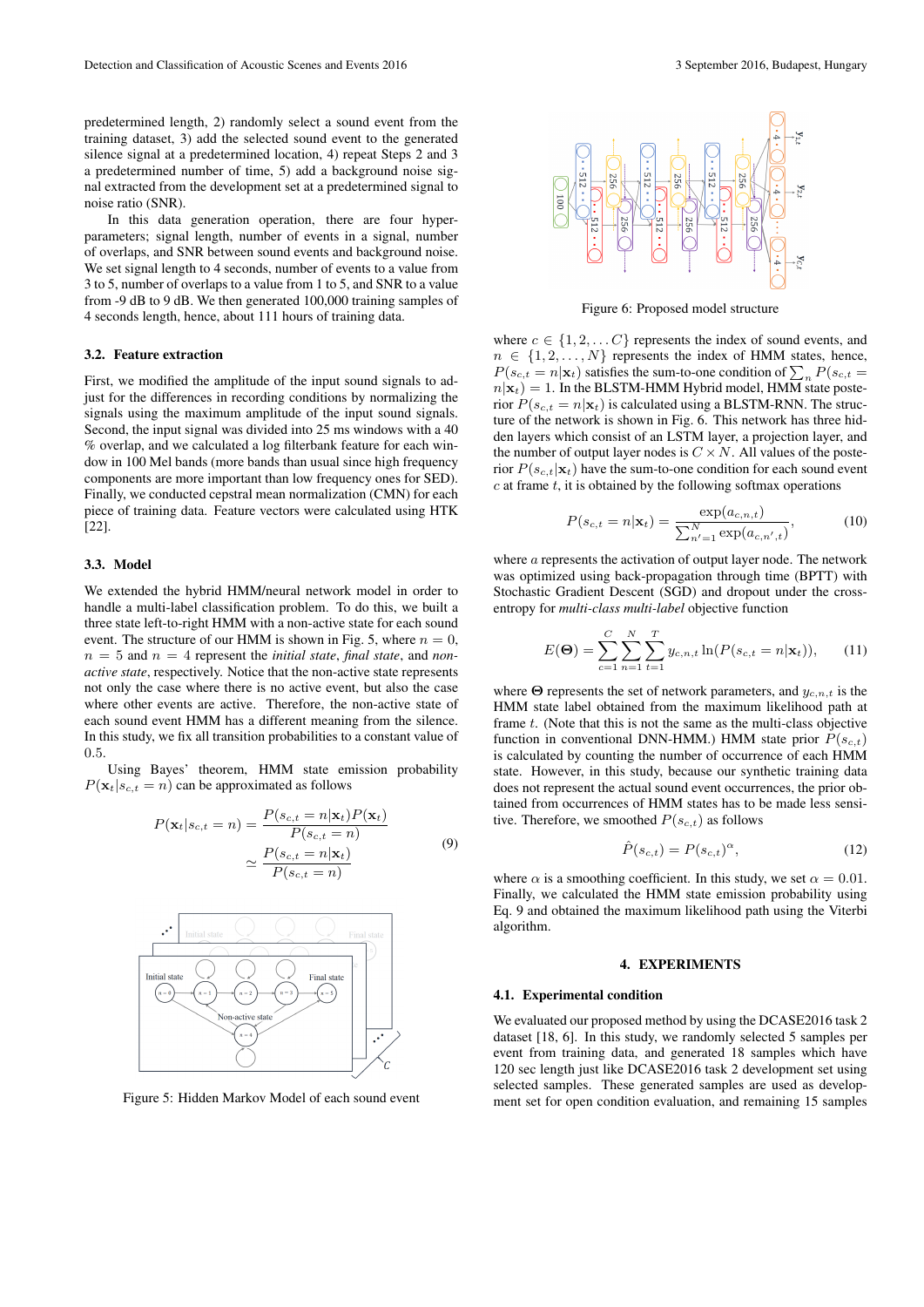predetermined length, 2) randomly select a sound event from the training dataset, 3) add the selected sound event to the generated silence signal at a predetermined location, 4) repeat Steps 2 and 3 a predetermined number of time, 5) add a background noise signal extracted from the development set at a predetermined signal to noise ratio (SNR).

In this data generation operation, there are four hyper-parameters; signal length, number of events in a signal, number of overlaps, and SNR between sound events and background noise. We set signal length to 4 seconds, number of events to a value from 3 to 5, number of overlaps to a value from 1 to 5, and SNR to a value from -9 dB to 9 dB. We then generated 100,000 training samples of 4 seconds length, hence, about 111 hours of training data.

### 3.2. Feature extraction

First, we modified the amplitude of the input sound signals to adjust for the differences in recording conditions by normalizing the signals using the maximum amplitude of the input sound signals. Second, the input signal was divided into 25 ms windows with a 40 % overlap, and we calculated a log filterbank feature for each window in 100 Mel bands (more bands than usual since high frequency components are more important than low frequency ones for SED). Finally, we conducted cepstral mean normalization (CMN) for each piece of training data. Feature vectors were calculated using HTK [22].

### 3.3. Model

We extended the hybrid HMM/neural network model in order to handle a multi-label classification problem. To do this, we built a three state left-to-right HMM with a non-active state for each sound event. The structure of our HMM is shown in Fig. 5, where $n = 0$, $n = 5$ and $n = 4$ represent the *initial state*, *final state*, and *non-active state*, respectively. Notice that the non-active state represents not only the case where there is no active event, but also the case where other events are active. Therefore, the non-active state of each sound event HMM has a different meaning from the silence. In this study, we fix all transition probabilities to a constant value of 0.5.

Using Bayes' theorem, HMM state emission probability $P(\mathbf{x}_t|s_{c,t} = n)$ can be approximated as follows

$$P(\mathbf{x}_t|s_{c,t} = n) = \frac{P(s_{c,t} = n|\mathbf{x}_t)P(\mathbf{x}_t)}{P(s_{c,t} = n)} \simeq \frac{P(s_{c,t} = n|\mathbf{x}_t)}{P(s_{c,t} = n)} \tag{9}$$

Figure 5: Hidden Markov Model of each sound event

Figure 6: Proposed model structure

where $c \in \{1, 2, \ldots C\}$ represents the index of sound events, and $n \in \{1, 2, \ldots, N\}$ represents the index of HMM states, hence, $P(s_{c,t} = n|\mathbf{x}_t)$ satisfies the sum-to-one condition of $\sum_n P(s_{c,t} = n|\mathbf{x}_t) = 1$. In the BLSTM-HMM Hybrid model, HMM state posterior $P(s_{c,t} = n|\mathbf{x}_t)$ is calculated using a BLSTM-RNN. The structure of the network is shown in Fig. 6. This network has three hidden layers which consist of an LSTM layer, a projection layer, and the number of output layer nodes is $C \times N$. All values of the posterior $P(s_{c,t}|\mathbf{x}_t)$ have the sum-to-one condition for each sound event $c$ at frame $t$, it is obtained by the following softmax operations

$$P(s_{c,t} = n|\mathbf{x}_t) = \frac{\exp(a_{c,n,t})}{\sum_{n'=1}^{N} \exp(a_{c,n',t})}, \tag{10}$$

where $a$ represents the activation of output layer node. The network was optimized using back-propagation through time (BPTT) with Stochastic Gradient Descent (SGD) and dropout under the cross-entropy for *multi-class multi-label* objective function

$$E(\mathbf{\Theta}) = \sum_{c=1}^{C} \sum_{n=1}^{N} \sum_{t=1}^{T} y_{c,n,t} \ln(P(s_{c,t} = n|\mathbf{x}_t)), \tag{11}$$

where $\mathbf{\Theta}$ represents the set of network parameters, and $y_{c,n,t}$ is the HMM state label obtained from the maximum likelihood path at frame $t$. (Note that this is not the same as the multi-class objective function in conventional DNN-HMM.) HMM state prior $P(s_{c,t})$ is calculated by counting the number of occurrence of each HMM state. However, in this study, because our synthetic training data does not represent the actual sound event occurrences, the prior obtained from occurrences of HMM states has to be made less sensitive. Therefore, we smoothed $P(s_{c,t})$ as follows

$$\hat{P}(s_{c,t}) = P(s_{c,t})^{\alpha}, \tag{12}$$

where $\alpha$ is a smoothing coefficient. In this study, we set $\alpha = 0.01$. Finally, we calculated the HMM state emission probability using Eq. 9 and obtained the maximum likelihood path using the Viterbi algorithm.

## 4. EXPERIMENTS

### 4.1. Experimental condition

We evaluated our proposed method by using the DCASE2016 task 2 dataset [18, 6]. In this study, we randomly selected 5 samples per event from training data, and generated 18 samples which have 120 sec length just like DCASE2016 task 2 development set using selected samples. These generated samples are used as development set for open condition evaluation, and remaining 15 samples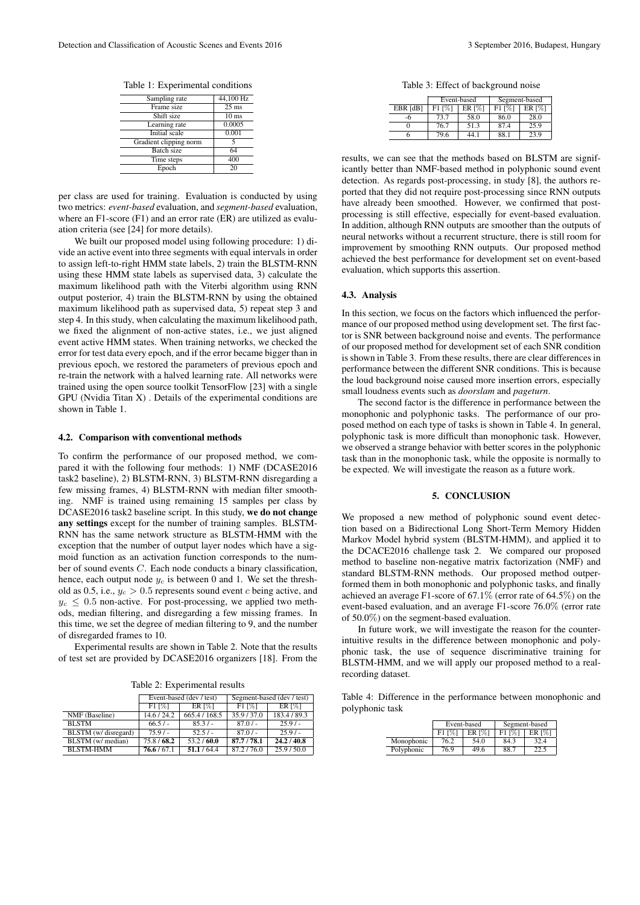Table 1: Experimental conditions

| | |
|---|---|
| Sampling rate | 44,100 Hz |
| Frame size | 25 ms |
| Shift size | 10 ms |
| Learning rate | 0.0005 |
| Initial scale | 0.001 |
| Gradient clipping norm | 5 |
| Batch size | 64 |
| Time steps | 400 |
| Epoch | 20 |

per class are used for training. Evaluation is conducted by using two metrics: *event-based* evaluation, and *segment-based* evaluation, where an F1-score (F1) and an error rate (ER) are utilized as evaluation criteria (see [24] for more details).

We built our proposed model using following procedure: 1) divide an active event into three segments with equal intervals in order to assign left-to-right HMM state labels, 2) train the BLSTM-RNN using these HMM state labels as supervised data, 3) calculate the maximum likelihood path with the Viterbi algorithm using RNN output posterior, 4) train the BLSTM-RNN by using the obtained maximum likelihood path as supervised data, 5) repeat step 3 and step 4. In this study, when calculating the maximum likelihood path, we fixed the alignment of non-active states, i.e., we just aligned event active HMM states. When training networks, we checked the error for test data every epoch, and if the error became bigger than in previous epoch, we restored the parameters of previous epoch and re-train the network with a halved learning rate. All networks were trained using the open source toolkit TensorFlow [23] with a single GPU (Nvidia Titan X) . Details of the experimental conditions are shown in Table 1.

### 4.2. Comparison with conventional methods

To confirm the performance of our proposed method, we compared it with the following four methods: 1) NMF (DCASE2016 task2 baseline), 2) BLSTM-RNN, 3) BLSTM-RNN disregarding a few missing frames, 4) BLSTM-RNN with median filter smoothing. NMF is trained using remaining 15 samples per class by DCASE2016 task2 baseline script. In this study, **we do not change any settings** except for the number of training samples. BLSTM-RNN has the same network structure as BLSTM-HMM with the exception that the number of output layer nodes which have a sigmoid function as an activation function corresponds to the number of sound events $C$. Each node conducts a binary classification, hence, each output node $y_c$ is between 0 and 1. We set the threshold as 0.5, i.e., $y_c > 0.5$ represents sound event $c$ being active, and $y_c \leq 0.5$ non-active. For post-processing, we applied two methods, median filtering, and disregarding a few missing frames. In this time, we set the degree of median filtering to 9, and the number of disregarded frames to 10.

Experimental results are shown in Table 2. Note that the results of test set are provided by DCASE2016 organizers [18]. From the

Table 2: Experimental results

| | Event-based (dev / test) | | Segment-based (dev / test) | |
|---|---|---|---|---|
| | F1 [%] | ER [%] | F1 [%] | ER [%] |
| NMF (Baseline) | 14.6 / 24.2 | 665.4 / 168.5 | 35.9 / 37.0 | 183.4 / 89.3 |
| BLSTM | 66.5 / - | 85.3 / - | 87.0 / - | 25.9 / - |
| BLSTM (w/ disregard) | 75.9 / - | 52.5 / - | 87.0 / - | 25.9 / - |
| BLSTM (w/ median) | 75.8 / **68.2** | 53.2 / **60.0** | **87.7** / **78.1** | **24.2** / **40.8** |
| BLSTM-HMM | **76.6** / 67.1 | **51.1** / 64.4 | 87.2 / 76.0 | 25.9 / 50.0 |

Table 3: Effect of background noise

| | Event-based | | Segment-based | |
|---|---|---|---|---|
| EBR [dB] | F1 [%] | ER [%] | F1 [%] | ER [%] |
| -6 | 73.7 | 58.0 | 86.0 | 28.0 |
| 0 | 76.7 | 51.3 | 87.4 | 25.9 |
| 6 | 79.6 | 44.1 | 88.1 | 23.9 |

results, we can see that the methods based on BLSTM are significantly better than NMF-based method in polyphonic sound event detection. As regards post-processing, in study [8], the authors reported that they did not require post-processing since RNN outputs have already been smoothed. However, we confirmed that post-processing is still effective, especially for event-based evaluation. In addition, although RNN outputs are smoother than the outputs of neural networks without a recurrent structure, there is still room for improvement by smoothing RNN outputs. Our proposed method achieved the best performance for development set on event-based evaluation, which supports this assertion.

### 4.3. Analysis

In this section, we focus on the factors which influenced the performance of our proposed method using development set. The first factor is SNR between background noise and events. The performance of our proposed method for development set of each SNR condition is shown in Table 3. From these results, there are clear differences in performance between the different SNR conditions. This is because the loud background noise caused more insertion errors, especially small loudness events such as *doorslam* and *pageturn*.

The second factor is the difference in performance between the monophonic and polyphonic tasks. The performance of our proposed method on each type of tasks is shown in Table 4. In general, polyphonic task is more difficult than monophonic task. However, we observed a strange behavior with better scores in the polyphonic task than in the monophonic task, while the opposite is normally to be expected. We will investigate the reason as a future work.

## 5. CONCLUSION

We proposed a new method of polyphonic sound event detection based on a Bidirectional Long Short-Term Memory Hidden Markov Model hybrid system (BLSTM-HMM), and applied it to the DCACE2016 challenge task 2. We compared our proposed method to baseline non-negative matrix factorization (NMF) and standard BLSTM-RNN methods. Our proposed method outperformed them in both monophonic and polyphonic tasks, and finally achieved an average F1-score of 67.1% (error rate of 64.5%) on the event-based evaluation, and an average F1-score 76.0% (error rate of 50.0%) on the segment-based evaluation.

In future work, we will investigate the reason for the counter-intuitive results in the difference between monophonic and polyphonic task, the use of sequence discriminative training for BLSTM-HMM, and we will apply our proposed method to a real-recording dataset.

Table 4: Difference in the performance between monophonic and polyphonic task

| | Event-based | | Segment-based | |
|---|---|---|---|---|
| | F1 [%] | ER [%] | F1 [%] | ER [%] |
| Monophonic | 76.2 | 54.0 | 84.3 | 32.4 |
| Polyphonic | 76.9 | 49.6 | 88.7 | 22.5 |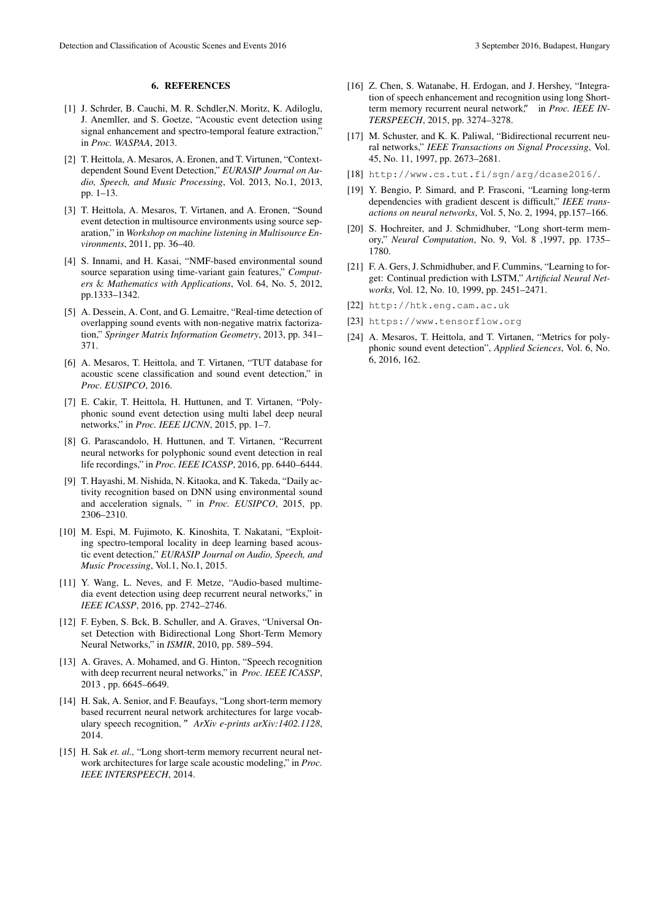## 6. REFERENCES

[1] J. Schrder, B. Cauchi, M. R. Schdler,N. Moritz, K. Adiloglu, J. Anemller, and S. Goetze, "Acoustic event detection using signal enhancement and spectro-temporal feature extraction," in *Proc. WASPAA*, 2013.

[2] T. Heittola, A. Mesaros, A. Eronen, and T. Virtunen, "Context-dependent Sound Event Detection," *EURASIP Journal on Audio, Speech, and Music Processing*, Vol. 2013, No.1, 2013, pp. 1–13.

[3] T. Heittola, A. Mesaros, T. Virtanen, and A. Eronen, "Sound event detection in multisource environments using source separation," in *Workshop on machine listening in Multisource Environments*, 2011, pp. 36–40.

[4] S. Innami, and H. Kasai, "NMF-based environmental sound source separation using time-variant gain features," *Computers & Mathematics with Applications*, Vol. 64, No. 5, 2012, pp.1333–1342.

[5] A. Dessein, A. Cont, and G. Lemaitre, "Real-time detection of overlapping sound events with non-negative matrix factorization," *Springer Matrix Information Geometry*, 2013, pp. 341–371.

[6] A. Mesaros, T. Heittola, and T. Virtanen, "TUT database for acoustic scene classification and sound event detection," in *Proc. EUSIPCO*, 2016.

[7] E. Cakir, T. Heittola, H. Huttunen, and T. Virtanen, "Polyphonic sound event detection using multi label deep neural networks," in *Proc. IEEE IJCNN*, 2015, pp. 1–7.

[8] G. Parascandolo, H. Huttunen, and T. Virtanen, "Recurrent neural networks for polyphonic sound event detection in real life recordings," in *Proc. IEEE ICASSP*, 2016, pp. 6440–6444.

[9] T. Hayashi, M. Nishida, N. Kitaoka, and K. Takeda, "Daily activity recognition based on DNN using environmental sound and acceleration signals, " in *Proc. EUSIPCO*, 2015, pp. 2306–2310.

[10] M. Espi, M. Fujimoto, K. Kinoshita, T. Nakatani, "Exploiting spectro-temporal locality in deep learning based acoustic event detection," *EURASIP Journal on Audio, Speech, and Music Processing*, Vol.1, No.1, 2015.

[11] Y. Wang, L. Neves, and F. Metze, "Audio-based multimedia event detection using deep recurrent neural networks," in *IEEE ICASSP*, 2016, pp. 2742–2746.

[12] F. Eyben, S. Bck, B. Schuller, and A. Graves, "Universal Onset Detection with Bidirectional Long Short-Term Memory Neural Networks," in *ISMIR*, 2010, pp. 589–594.

[13] A. Graves, A. Mohamed, and G. Hinton, "Speech recognition with deep recurrent neural networks," in *Proc. IEEE ICASSP*, 2013 , pp. 6645–6649.

[14] H. Sak, A. Senior, and F. Beaufays, "Long short-term memory based recurrent neural network architectures for large vocabulary speech recognition," *ArXiv e-prints arXiv:1402.1128*, 2014.

[15] H. Sak *et. al.,* "Long short-term memory recurrent neural network architectures for large scale acoustic modeling," in *Proc. IEEE INTERSPEECH*, 2014.

[16] Z. Chen, S. Watanabe, H. Erdogan, and J. Hershey, "Integration of speech enhancement and recognition using long Short-term memory recurrent neural network," in *Proc. IEEE INTERSPEECH*, 2015, pp. 3274–3278.

[17] M. Schuster, and K. K. Paliwal, "Bidirectional recurrent neural networks," *IEEE Transactions on Signal Processing*, Vol. 45, No. 11, 1997, pp. 2673–2681.

[18] http://www.cs.tut.fi/sgn/arg/dcase2016/.

[19] Y. Bengio, P. Simard, and P. Frasconi, "Learning long-term dependencies with gradient descent is difficult," *IEEE transactions on neural networks*, Vol. 5, No. 2, 1994, pp.157–166.

[20] S. Hochreiter, and J. Schmidhuber, "Long short-term memory," *Neural Computation*, No. 9, Vol. 8 ,1997, pp. 1735–1780.

[21] F. A. Gers, J. Schmidhuber, and F. Cummins, "Learning to forget: Continual prediction with LSTM," *Artificial Neural Networks*, Vol. 12, No. 10, 1999, pp. 2451–2471.

[22] http://htk.eng.cam.ac.uk

[23] https://www.tensorflow.org

[24] A. Mesaros, T. Heittola, and T. Virtanen, "Metrics for polyphonic sound event detection", *Applied Sciences*, Vol. 6, No. 6, 2016, 162.